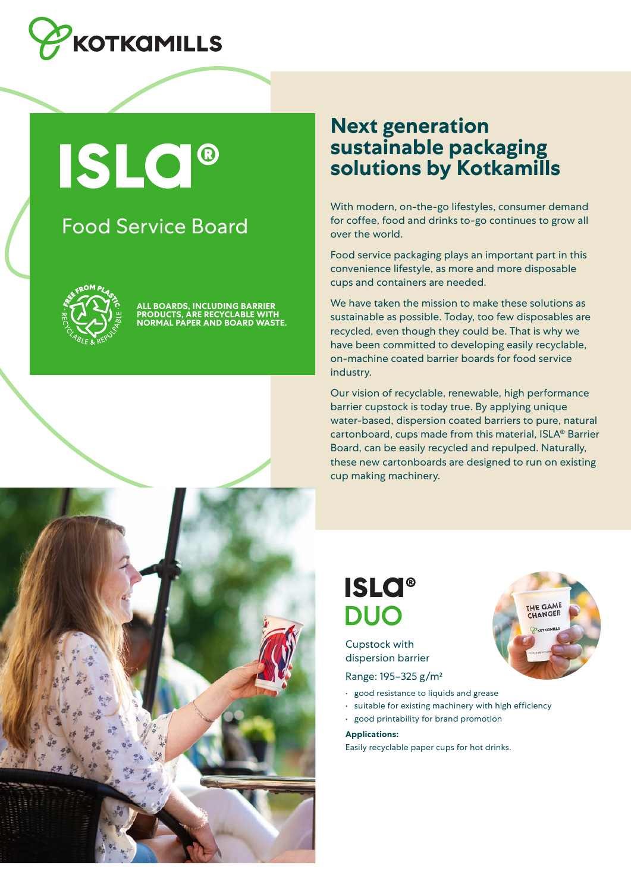# ISLA®

## Food Service Board

FREE FROM PLASTIC · RECYCLABLE & REPULPABLE

**ALL BOARDS, INCLUDING BARRIER PRODUCTS, ARE RECYCLABLE WITH NORMAL PAPER AND BOARD WASTE.**

## Next generation sustainable packaging solutions by Kotkamills

With modern, on-the-go lifestyles, consumer demand for coffee, food and drinks to-go continues to grow all over the world.

Food service packaging plays an important part in this convenience lifestyle, as more and more disposable cups and containers are needed.

We have taken the mission to make these solutions as sustainable as possible. Today, too few disposables are recycled, even though they could be. That is why we have been committed to developing easily recyclable, on-machine coated barrier boards for food service industry.

Our vision of recyclable, renewable, high performance barrier cupstock is today true. By applying unique water-based, dispersion coated barriers to pure, natural cartonboard, cups made from this material, ISLA® Barrier Board, can be easily recycled and repulped. Naturally, these new cartonboards are designed to run on existing cup making machinery.

## ISLA® DUO

Cupstock with dispersion barrier

Range: 195–325 g/m²

- good resistance to liquids and grease
- suitable for existing machinery with high efficiency
- good printability for brand promotion

**Applications:**

Easily recyclable paper cups for hot drinks.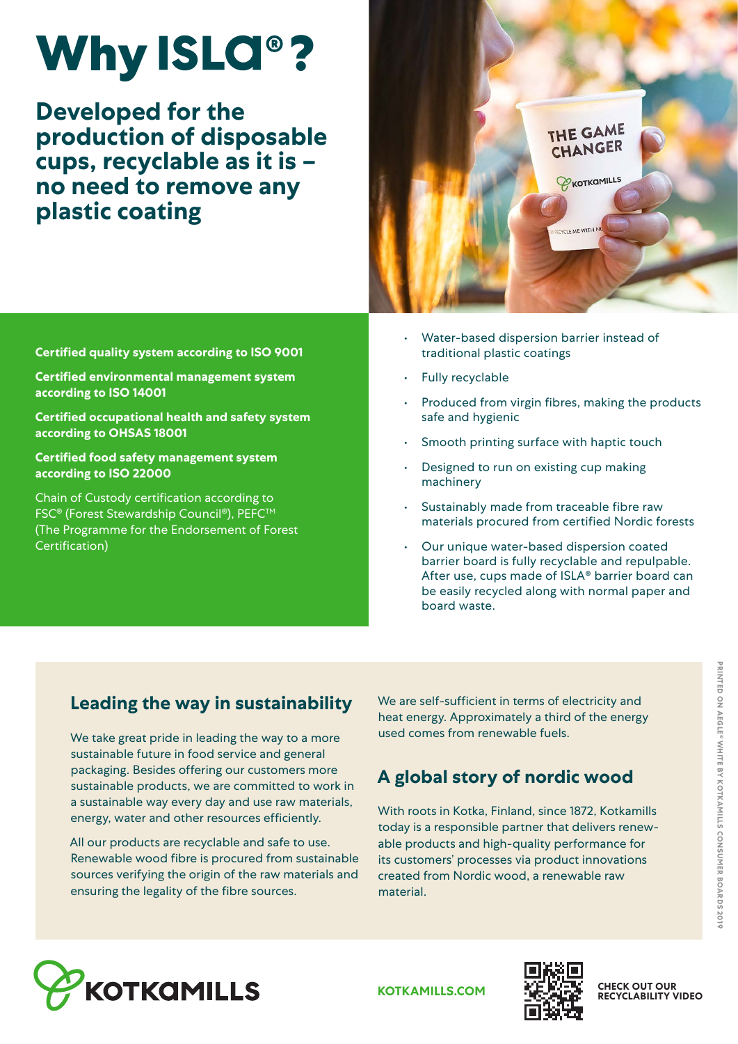# Why ISLA®?

## Developed for the production of disposable cups, recyclable as it is – no need to remove any plastic coating

**Certified quality system according to ISO 9001**

**Certified environmental management system according to ISO 14001**

**Certified occupational health and safety system according to OHSAS 18001**

**Certified food safety management system according to ISO 22000**

Chain of Custody certification according to FSC® (Forest Stewardship Council®), PEFC™ (The Programme for the Endorsement of Forest Certification)

- Water-based dispersion barrier instead of traditional plastic coatings
- Fully recyclable
- Produced from virgin fibres, making the products safe and hygienic
- Smooth printing surface with haptic touch
- Designed to run on existing cup making machinery
- Sustainably made from traceable fibre raw materials procured from certified Nordic forests
- Our unique water-based dispersion coated barrier board is fully recyclable and repulpable. After use, cups made of ISLA® barrier board can be easily recycled along with normal paper and board waste.

## Leading the way in sustainability

We take great pride in leading the way to a more sustainable future in food service and general packaging. Besides offering our customers more sustainable products, we are committed to work in a sustainable way every day and use raw materials, energy, water and other resources efficiently.

All our products are recyclable and safe to use. Renewable wood fibre is procured from sustainable sources verifying the origin of the raw materials and ensuring the legality of the fibre sources.

We are self-sufficient in terms of electricity and heat energy. Approximately a third of the energy used comes from renewable fuels.

## A global story of nordic wood

With roots in Kotka, Finland, since 1872, Kotkamills today is a responsible partner that delivers renewable products and high-quality performance for its customers' processes via product innovations created from Nordic wood, a renewable raw material.

KOTKAMILLS

KOTKAMILLS.COM

CHECK OUT OUR RECYCLABILITY VIDEO

PRINTED ON AEGLE® WHITE BY KOTKAMILLS CONSUMER BOARDS 2019